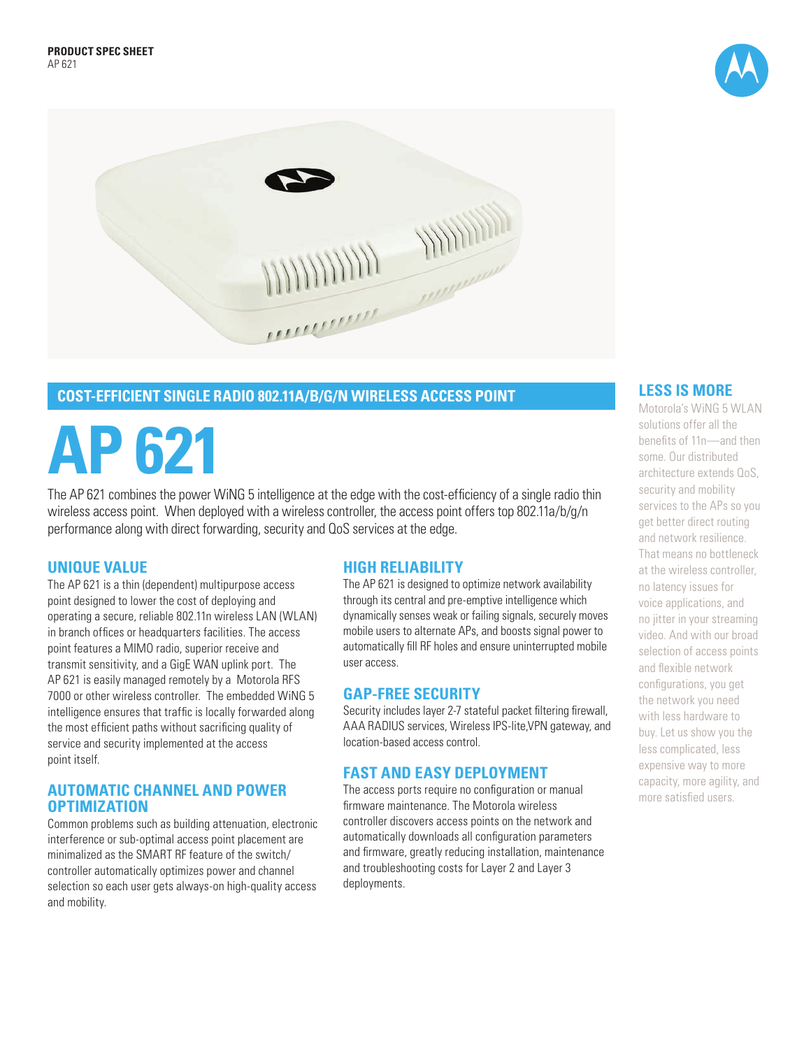**PRODUCT SPEC SHEET**
AP 621

## COST-EFFICIENT SINGLE RADIO 802.11A/B/G/N WIRELESS ACCESS POINT

# AP 621

The AP 621 combines the power WiNG 5 intelligence at the edge with the cost-efficiency of a single radio thin wireless access point. When deployed with a wireless controller, the access point offers top 802.11a/b/g/n performance along with direct forwarding, security and QoS services at the edge.

### UNIQUE VALUE

The AP 621 is a thin (dependent) multipurpose access point designed to lower the cost of deploying and operating a secure, reliable 802.11n wireless LAN (WLAN) in branch offices or headquarters facilities. The access point features a MIMO radio, superior receive and transmit sensitivity, and a GigE WAN uplink port. The AP 621 is easily managed remotely by a Motorola RFS 7000 or other wireless controller. The embedded WiNG 5 intelligence ensures that traffic is locally forwarded along the most efficient paths without sacrificing quality of service and security implemented at the access point itself.

### AUTOMATIC CHANNEL AND POWER OPTIMIZATION

Common problems such as building attenuation, electronic interference or sub-optimal access point placement are minimalized as the SMART RF feature of the switch/controller automatically optimizes power and channel selection so each user gets always-on high-quality access and mobility.

### HIGH RELIABILITY

The AP 621 is designed to optimize network availability through its central and pre-emptive intelligence which dynamically senses weak or failing signals, securely moves mobile users to alternate APs, and boosts signal power to automatically fill RF holes and ensure uninterrupted mobile user access.

### GAP-FREE SECURITY

Security includes layer 2-7 stateful packet filtering firewall, AAA RADIUS services, Wireless IPS-lite,VPN gateway, and location-based access control.

### FAST AND EASY DEPLOYMENT

The access ports require no configuration or manual firmware maintenance. The Motorola wireless controller discovers access points on the network and automatically downloads all configuration parameters and firmware, greatly reducing installation, maintenance and troubleshooting costs for Layer 2 and Layer 3 deployments.

### LESS IS MORE

Motorola's WiNG 5 WLAN solutions offer all the benefits of 11n—and then some. Our distributed architecture extends QoS, security and mobility services to the APs so you get better direct routing and network resilience. That means no bottleneck at the wireless controller, no latency issues for voice applications, and no jitter in your streaming video. And with our broad selection of access points and flexible network configurations, you get the network you need with less hardware to buy. Let us show you the less complicated, less expensive way to more capacity, more agility, and more satisfied users.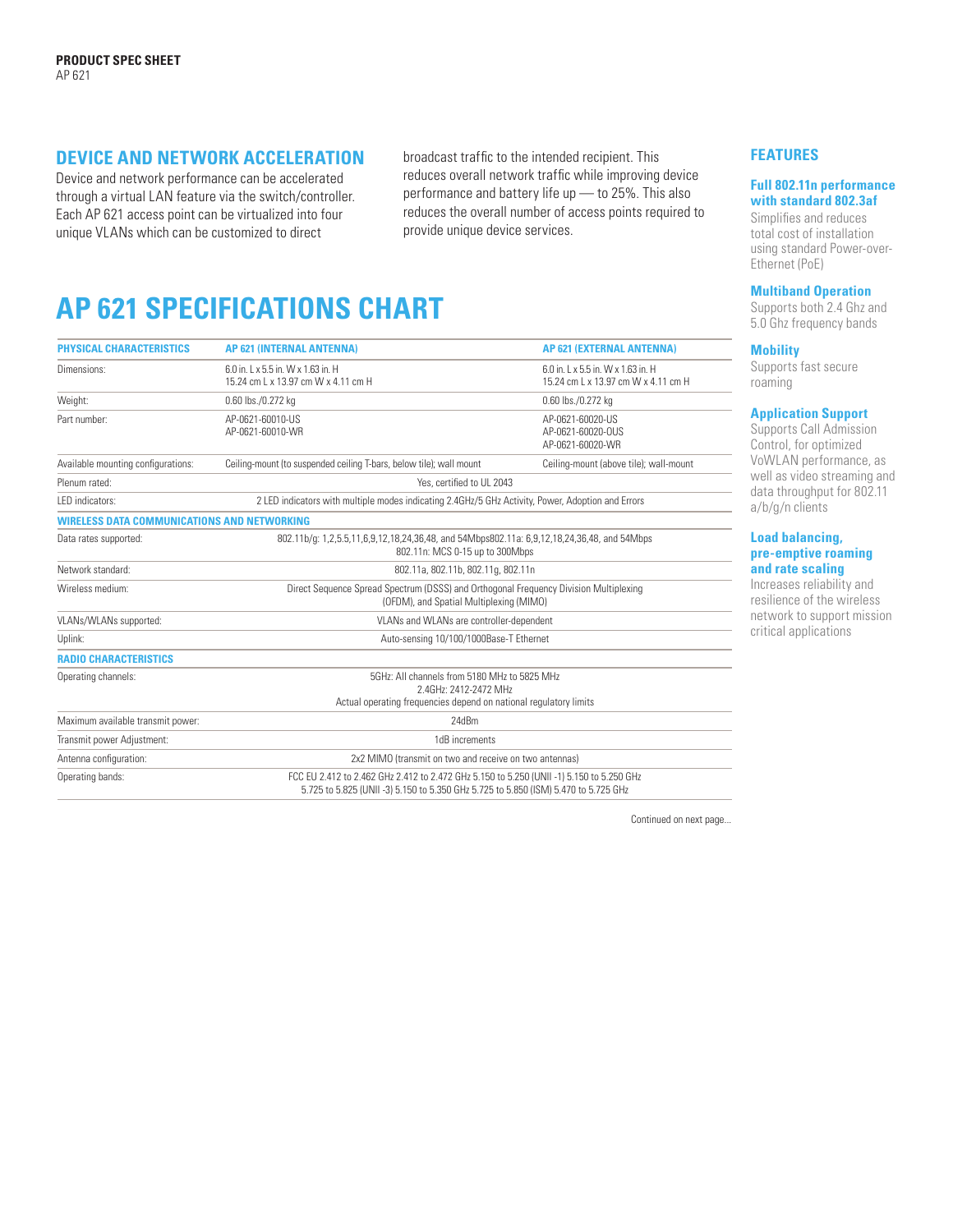## DEVICE AND NETWORK ACCELERATION

Device and network performance can be accelerated through a virtual LAN feature via the switch/controller. Each AP 621 access point can be virtualized into four unique VLANs which can be customized to direct broadcast traffic to the intended recipient. This reduces overall network traffic while improving device performance and battery life up — to 25%. This also reduces the overall number of access points required to provide unique device services.

# AP 621 SPECIFICATIONS CHART

| PHYSICAL CHARACTERISTICS | AP 621 (INTERNAL ANTENNA) | AP 621 (EXTERNAL ANTENNA) |
|---|---|---|
| Dimensions: | 6.0 in. L x 5.5 in. W x 1.63 in. H<br>15.24 cm L x 13.97 cm W x 4.11 cm H | 6.0 in. L x 5.5 in. W x 1.63 in. H<br>15.24 cm L x 13.97 cm W x 4.11 cm H |
| Weight: | 0.60 lbs./0.272 kg | 0.60 lbs./0.272 kg |
| Part number: | AP-0621-60010-US<br>AP-0621-60010-WR | AP-0621-60020-US<br>AP-0621-60020-0US<br>AP-0621-60020-WR |
| Available mounting configurations: | Ceiling-mount (to suspended ceiling T-bars, below tile); wall mount | Ceiling-mount (above tile); wall-mount |
| Plenum rated: | Yes, certified to UL 2043 | |
| LED indicators: | 2 LED indicators with multiple modes indicating 2.4GHz/5 GHz Activity, Power, Adoption and Errors | |
| **WIRELESS DATA COMMUNICATIONS AND NETWORKING** | | |
| Data rates supported: | 802.11b/g: 1,2,5.5,11,6,9,12,18,24,36,48, and 54Mbps802.11a: 6,9,12,18,24,36,48, and 54Mbps<br>802.11n: MCS 0-15 up to 300Mbps | |
| Network standard: | 802.11a, 802.11b, 802.11g, 802.11n | |
| Wireless medium: | Direct Sequence Spread Spectrum (DSSS) and Orthogonal Frequency Division Multiplexing (OFDM), and Spatial Multiplexing (MIMO) | |
| VLANs/WLANs supported: | VLANs and WLANs are controller-dependent | |
| Uplink: | Auto-sensing 10/100/1000Base-T Ethernet | |
| **RADIO CHARACTERISTICS** | | |
| Operating channels: | 5GHz: All channels from 5180 MHz to 5825 MHz<br>2.4GHz: 2412-2472 MHz<br>Actual operating frequencies depend on national regulatory limits | |
| Maximum available transmit power: | 24dBm | |
| Transmit power Adjustment: | 1dB increments | |
| Antenna configuration: | 2x2 MIMO (transmit on two and receive on two antennas) | |
| Operating bands: | FCC EU 2.412 to 2.462 GHz 2.412 to 2.472 GHz 5.150 to 5.250 (UNII -1) 5.150 to 5.250 GHz 5.725 to 5.825 (UNII -3) 5.150 to 5.350 GHz 5.725 to 5.850 (ISM) 5.470 to 5.725 GHz | |

Continued on next page...

## FEATURES

### Full 802.11n performance with standard 802.3af

Simplifies and reduces total cost of installation using standard Power-over-Ethernet (PoE)

### Multiband Operation

Supports both 2.4 Ghz and 5.0 Ghz frequency bands

### Mobility

Supports fast secure roaming

### Application Support

Supports Call Admission Control, for optimized VoWLAN performance, as well as video streaming and data throughput for 802.11 a/b/g/n clients

### Load balancing, pre-emptive roaming and rate scaling

Increases reliability and resilience of the wireless network to support mission critical applications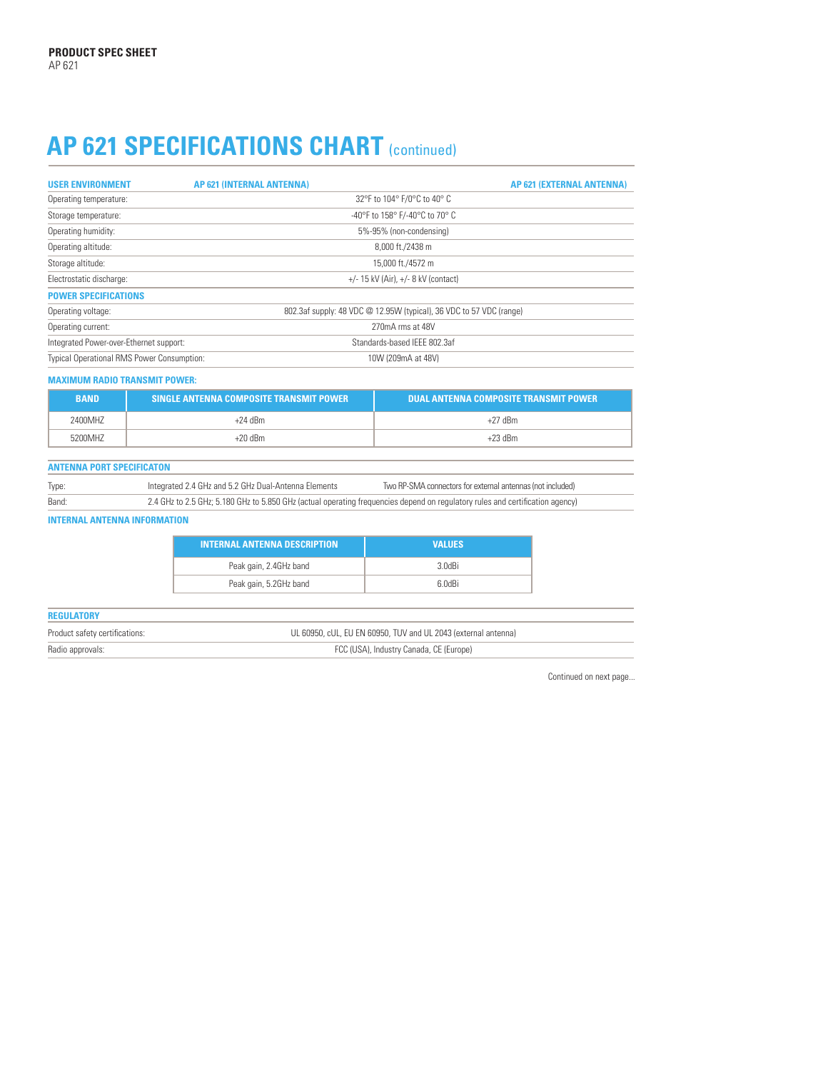# AP 621 SPECIFICATIONS CHART (continued)

| USER ENVIRONMENT | AP 621 (INTERNAL ANTENNA) | AP 621 (EXTERNAL ANTENNA) |
|---|---|---|
| Operating temperature: | 32°F to 104° F/0°C to 40° C | |
| Storage temperature: | -40°F to 158° F/-40°C to 70° C | |
| Operating humidity: | 5%-95% (non-condensing) | |
| Operating altitude: | 8,000 ft./2438 m | |
| Storage altitude: | 15,000 ft./4572 m | |
| Electrostatic discharge: | +/- 15 kV (Air), +/- 8 kV (contact) | |

| POWER SPECIFICATIONS | |
|---|---|
| Operating voltage: | 802.3af supply: 48 VDC @ 12.95W (typical), 36 VDC to 57 VDC (range) |
| Operating current: | 270mA rms at 48V |
| Integrated Power-over-Ethernet support: | Standards-based IEEE 802.3af |
| Typical Operational RMS Power Consumption: | 10W (209mA at 48V) |

**MAXIMUM RADIO TRANSMIT POWER:**

| BAND | SINGLE ANTENNA COMPOSITE TRANSMIT POWER | DUAL ANTENNA COMPOSITE TRANSMIT POWER |
|---|---|---|
| 2400MHZ | +24 dBm | +27 dBm |
| 5200MHZ | +20 dBm | +23 dBm |

| ANTENNA PORT SPECIFICATON | | |
|---|---|---|
| Type: | Integrated 2.4 GHz and 5.2 GHz Dual-Antenna Elements | Two RP-SMA connectors for external antennas (not included) |
| Band: | 2.4 GHz to 2.5 GHz; 5.180 GHz to 5.850 GHz (actual operating frequencies depend on regulatory rules and certification agency) | |

**INTERNAL ANTENNA INFORMATION**

| INTERNAL ANTENNA DESCRIPTION | VALUES |
|---|---|
| Peak gain, 2.4GHz band | 3.0dBi |
| Peak gain, 5.2GHz band | 6.0dBi |

| REGULATORY | |
|---|---|
| Product safety certifications: | UL 60950, cUL, EU EN 60950, TUV and UL 2043 (external antenna) |
| Radio approvals: | FCC (USA), Industry Canada, CE (Europe) |

Continued on next page...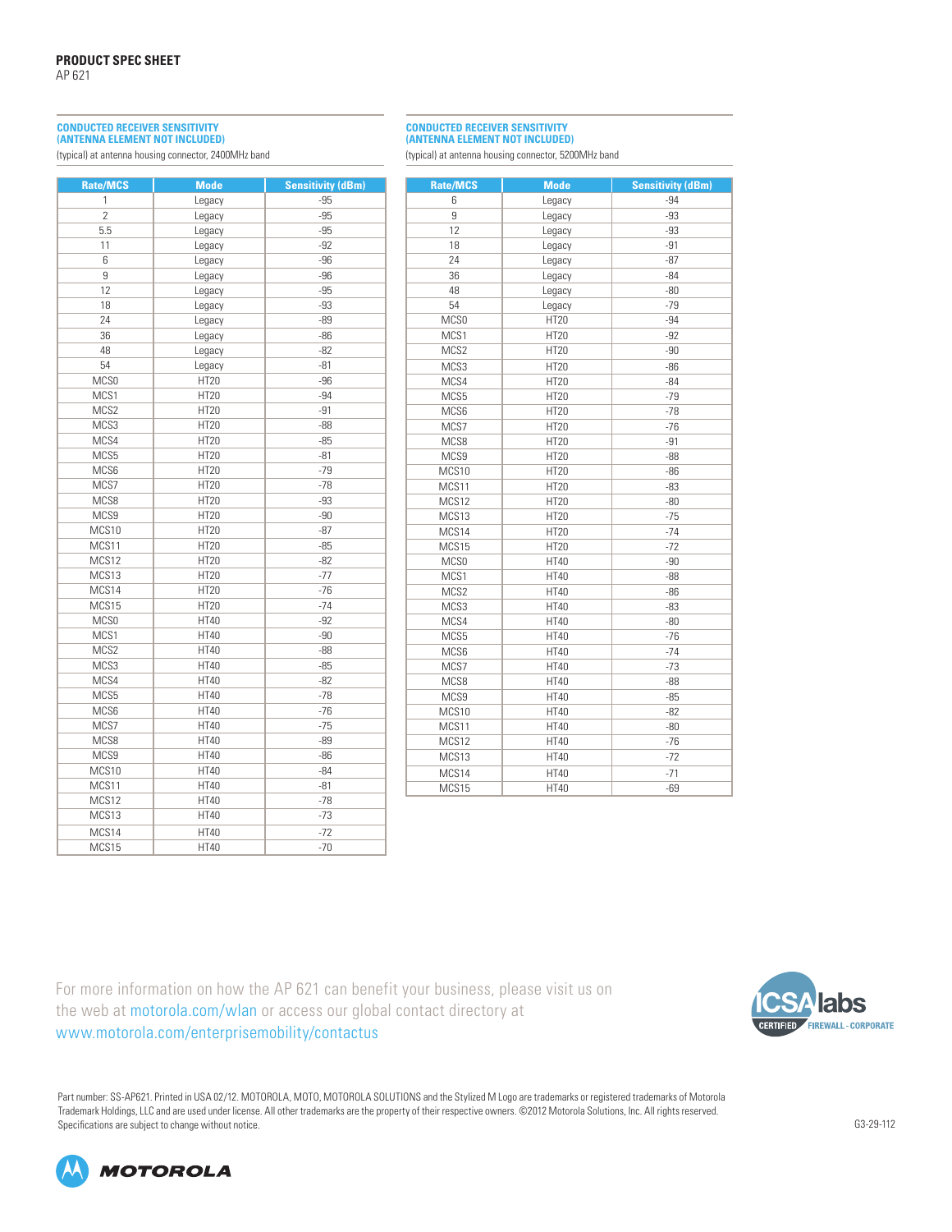### CONDUCTED RECEIVER SENSITIVITY (ANTENNA ELEMENT NOT INCLUDED)

(typical) at antenna housing connector, 2400MHz band

| Rate/MCS | Mode | Sensitivity (dBm) |
|---|---|---|
| 1 | Legacy | -95 |
| 2 | Legacy | -95 |
| 5.5 | Legacy | -95 |
| 11 | Legacy | -92 |
| 6 | Legacy | -96 |
| 9 | Legacy | -96 |
| 12 | Legacy | -95 |
| 18 | Legacy | -93 |
| 24 | Legacy | -89 |
| 36 | Legacy | -86 |
| 48 | Legacy | -82 |
| 54 | Legacy | -81 |
| MCS0 | HT20 | -96 |
| MCS1 | HT20 | -94 |
| MCS2 | HT20 | -91 |
| MCS3 | HT20 | -88 |
| MCS4 | HT20 | -85 |
| MCS5 | HT20 | -81 |
| MCS6 | HT20 | -79 |
| MCS7 | HT20 | -78 |
| MCS8 | HT20 | -93 |
| MCS9 | HT20 | -90 |
| MCS10 | HT20 | -87 |
| MCS11 | HT20 | -85 |
| MCS12 | HT20 | -82 |
| MCS13 | HT20 | -77 |
| MCS14 | HT20 | -76 |
| MCS15 | HT20 | -74 |
| MCS0 | HT40 | -92 |
| MCS1 | HT40 | -90 |
| MCS2 | HT40 | -88 |
| MCS3 | HT40 | -85 |
| MCS4 | HT40 | -82 |
| MCS5 | HT40 | -78 |
| MCS6 | HT40 | -76 |
| MCS7 | HT40 | -75 |
| MCS8 | HT40 | -89 |
| MCS9 | HT40 | -86 |
| MCS10 | HT40 | -84 |
| MCS11 | HT40 | -81 |
| MCS12 | HT40 | -78 |
| MCS13 | HT40 | -73 |
| MCS14 | HT40 | -72 |
| MCS15 | HT40 | -70 |

### CONDUCTED RECEIVER SENSITIVITY (ANTENNA ELEMENT NOT INCLUDED)

(typical) at antenna housing connector, 5200MHz band

| Rate/MCS | Mode | Sensitivity (dBm) |
|---|---|---|
| 6 | Legacy | -94 |
| 9 | Legacy | -93 |
| 12 | Legacy | -93 |
| 18 | Legacy | -91 |
| 24 | Legacy | -87 |
| 36 | Legacy | -84 |
| 48 | Legacy | -80 |
| 54 | Legacy | -79 |
| MCS0 | HT20 | -94 |
| MCS1 | HT20 | -92 |
| MCS2 | HT20 | -90 |
| MCS3 | HT20 | -86 |
| MCS4 | HT20 | -84 |
| MCS5 | HT20 | -79 |
| MCS6 | HT20 | -78 |
| MCS7 | HT20 | -76 |
| MCS8 | HT20 | -91 |
| MCS9 | HT20 | -88 |
| MCS10 | HT20 | -86 |
| MCS11 | HT20 | -83 |
| MCS12 | HT20 | -80 |
| MCS13 | HT20 | -75 |
| MCS14 | HT20 | -74 |
| MCS15 | HT20 | -72 |
| MCS0 | HT40 | -90 |
| MCS1 | HT40 | -88 |
| MCS2 | HT40 | -86 |
| MCS3 | HT40 | -83 |
| MCS4 | HT40 | -80 |
| MCS5 | HT40 | -76 |
| MCS6 | HT40 | -74 |
| MCS7 | HT40 | -73 |
| MCS8 | HT40 | -88 |
| MCS9 | HT40 | -85 |
| MCS10 | HT40 | -82 |
| MCS11 | HT40 | -80 |
| MCS12 | HT40 | -76 |
| MCS13 | HT40 | -72 |
| MCS14 | HT40 | -71 |
| MCS15 | HT40 | -69 |

For more information on how the AP 621 can benefit your business, please visit us on the web at motorola.com/wlan or access our global contact directory at www.motorola.com/enterprisemobility/contactus

ICSAlabs CERTIFIED FIREWALL - CORPORATE

Part number: SS-AP621. Printed in USA 02/12. MOTOROLA, MOTO, MOTOROLA SOLUTIONS and the Stylized M Logo are trademarks or registered trademarks of Motorola Trademark Holdings, LLC and are used under license. All other trademarks are the property of their respective owners. ©2012 Motorola Solutions, Inc. All rights reserved. Specifications are subject to change without notice.

G3-29-112

MOTOROLA